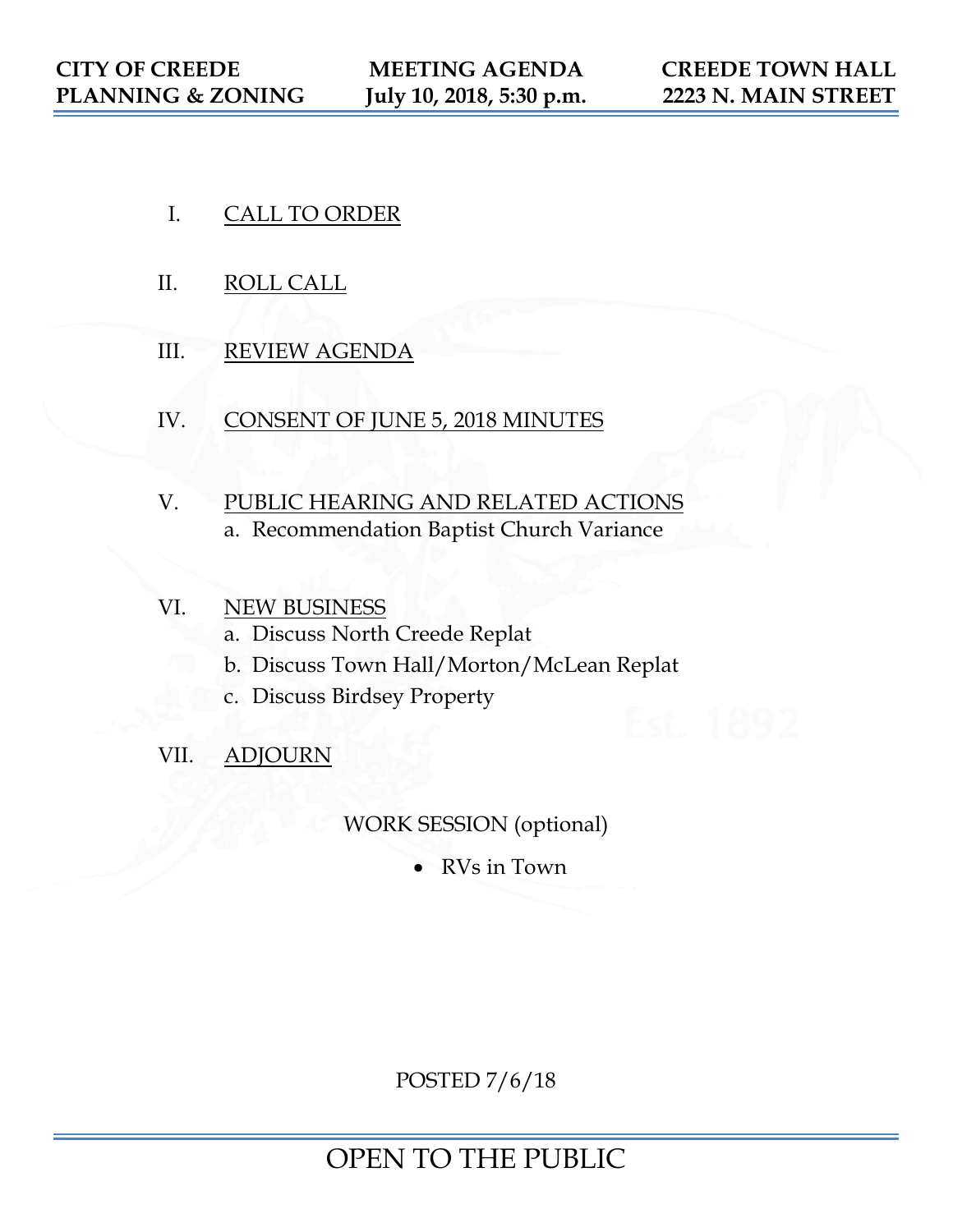**CITY OF CREEDE**
**PLANNING & ZONING**

**MEETING AGENDA**
**July 10, 2018, 5:30 p.m.**

**CREEDE TOWN HALL**
**2223 N. MAIN STREET**

I. CALL TO ORDER

II. ROLL CALL

III. REVIEW AGENDA

IV. CONSENT OF JUNE 5, 2018 MINUTES

V. PUBLIC HEARING AND RELATED ACTIONS
   a. Recommendation Baptist Church Variance

VI. NEW BUSINESS
   a. Discuss North Creede Replat
   b. Discuss Town Hall/Morton/McLean Replat
   c. Discuss Birdsey Property

VII. ADJOURN

WORK SESSION (optional)

- RVs in Town

POSTED 7/6/18

OPEN TO THE PUBLIC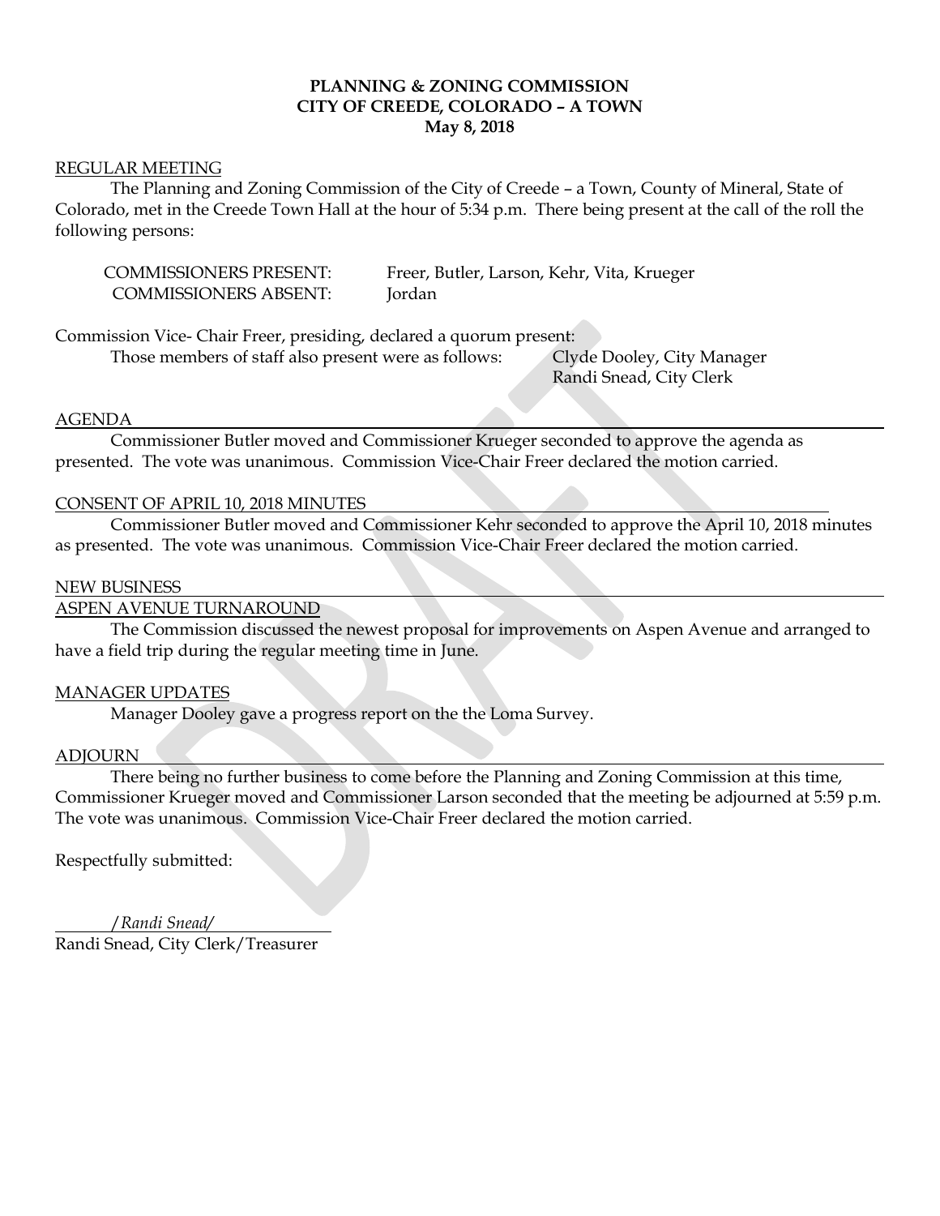**PLANNING & ZONING COMMISSION**
**CITY OF CREEDE, COLORADO – A TOWN**
**May 8, 2018**

REGULAR MEETING

The Planning and Zoning Commission of the City of Creede – a Town, County of Mineral, State of Colorado, met in the Creede Town Hall at the hour of 5:34 p.m. There being present at the call of the roll the following persons:

COMMISSIONERS PRESENT: Freer, Butler, Larson, Kehr, Vita, Krueger
COMMISSIONERS ABSENT: Jordan

Commission Vice- Chair Freer, presiding, declared a quorum present:

Those members of staff also present were as follows: Clyde Dooley, City Manager
Randi Snead, City Clerk

AGENDA

Commissioner Butler moved and Commissioner Krueger seconded to approve the agenda as presented. The vote was unanimous. Commission Vice-Chair Freer declared the motion carried.

CONSENT OF APRIL 10, 2018 MINUTES

Commissioner Butler moved and Commissioner Kehr seconded to approve the April 10, 2018 minutes as presented. The vote was unanimous. Commission Vice-Chair Freer declared the motion carried.

NEW BUSINESS

ASPEN AVENUE TURNAROUND

The Commission discussed the newest proposal for improvements on Aspen Avenue and arranged to have a field trip during the regular meeting time in June.

MANAGER UPDATES

Manager Dooley gave a progress report on the the Loma Survey.

ADJOURN

There being no further business to come before the Planning and Zoning Commission at this time, Commissioner Krueger moved and Commissioner Larson seconded that the meeting be adjourned at 5:59 p.m. The vote was unanimous. Commission Vice-Chair Freer declared the motion carried.

Respectfully submitted:

*/Randi Snead/*
Randi Snead, City Clerk/Treasurer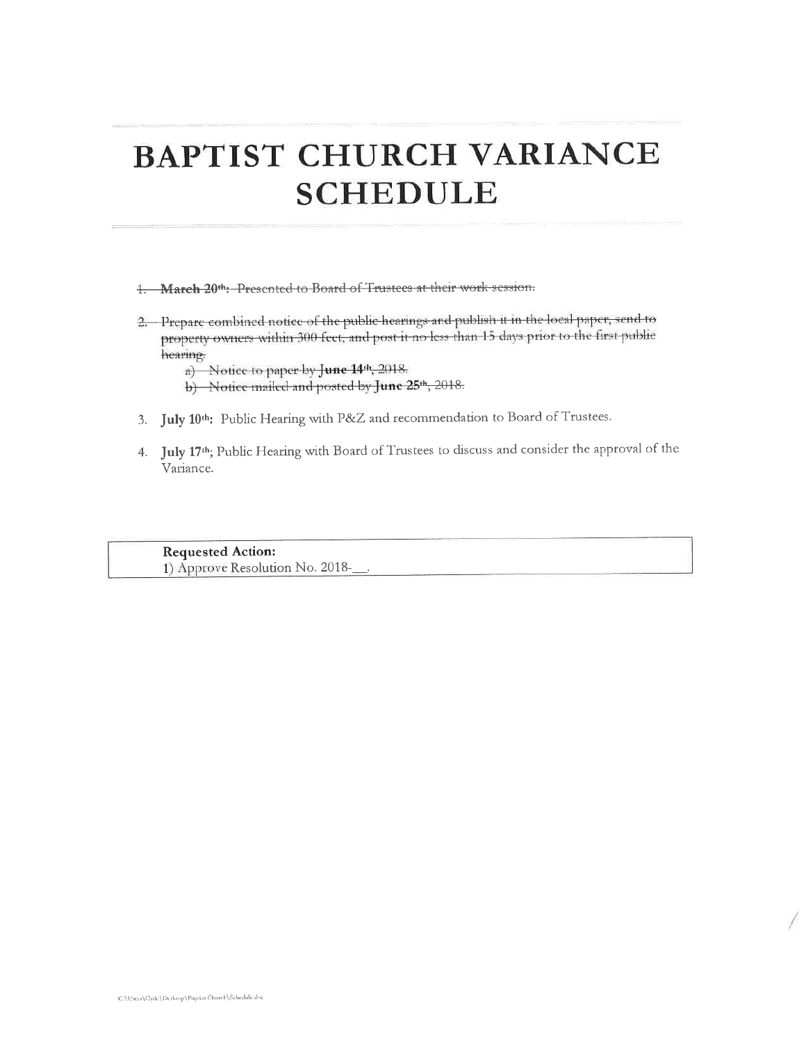# BAPTIST CHURCH VARIANCE SCHEDULE

1. ~~**March 20th**: Presented to Board of Trustees at their work session.~~
2. ~~Prepare combined notice of the public hearings and publish it in the local paper, send to property owners within 300 feet, and post it no less than 15 days prior to the first public hearing.~~
   a) ~~Notice to paper by **June 14th**, 2018.~~
   b) ~~Notice mailed and posted by **June 25th**, 2018.~~
3. **July 10th**: Public Hearing with P&Z and recommendation to Board of Trustees.
4. **July 17th**; Public Hearing with Board of Trustees to discuss and consider the approval of the Variance.

**Requested Action:**
1) Approve Resolution No. 2018-___.

C:\Users\Clyde\Desktop\Baptist Church\Schedule.doc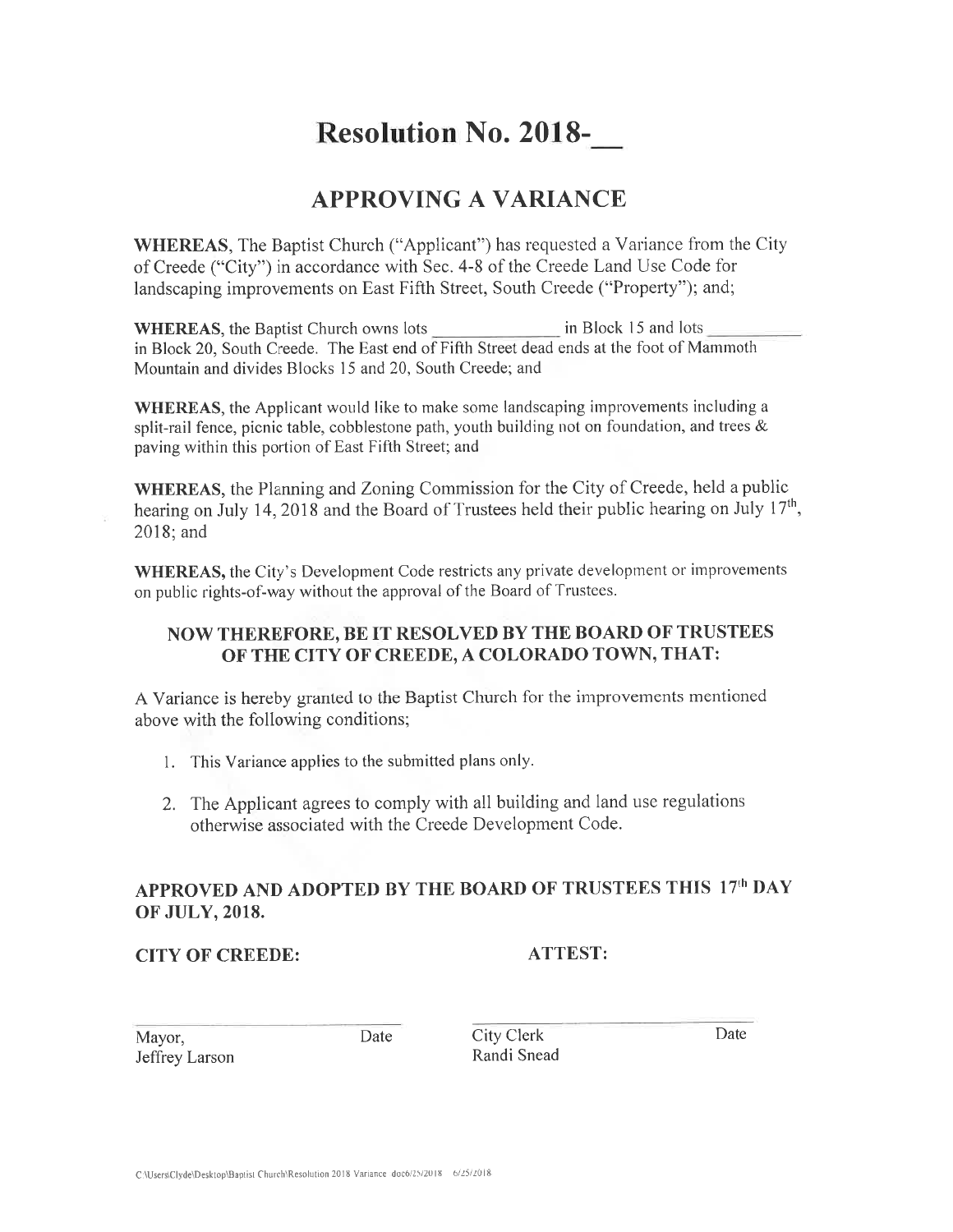# Resolution No. 2018-__

## APPROVING A VARIANCE

**WHEREAS**, The Baptist Church ("Applicant") has requested a Variance from the City of Creede ("City") in accordance with Sec. 4-8 of the Creede Land Use Code for landscaping improvements on East Fifth Street, South Creede ("Property"); and;

**WHEREAS**, the Baptist Church owns lots ______________ in Block 15 and lots __________ in Block 20, South Creede. The East end of Fifth Street dead ends at the foot of Mammoth Mountain and divides Blocks 15 and 20, South Creede; and

**WHEREAS**, the Applicant would like to make some landscaping improvements including a split-rail fence, picnic table, cobblestone path, youth building not on foundation, and trees & paving within this portion of East Fifth Street; and

**WHEREAS**, the Planning and Zoning Commission for the City of Creede, held a public hearing on July 14, 2018 and the Board of Trustees held their public hearing on July 17th, 2018; and

**WHEREAS,** the City's Development Code restricts any private development or improvements on public rights-of-way without the approval of the Board of Trustees.

### NOW THEREFORE, BE IT RESOLVED BY THE BOARD OF TRUSTEES OF THE CITY OF CREEDE, A COLORADO TOWN, THAT:

A Variance is hereby granted to the Baptist Church for the improvements mentioned above with the following conditions;

1. This Variance applies to the submitted plans only.
2. The Applicant agrees to comply with all building and land use regulations otherwise associated with the Creede Development Code.

**APPROVED AND ADOPTED BY THE BOARD OF TRUSTEES THIS 17th DAY OF JULY, 2018.**

**CITY OF CREEDE:** **ATTEST:**

______________________________ Date
Mayor,
Jeffrey Larson

______________________________ Date
City Clerk
Randi Snead

C:\Users\Clyde\Desktop\Baptist Church\Resolution 2018 Variance doc6/25/2018 6/25/2018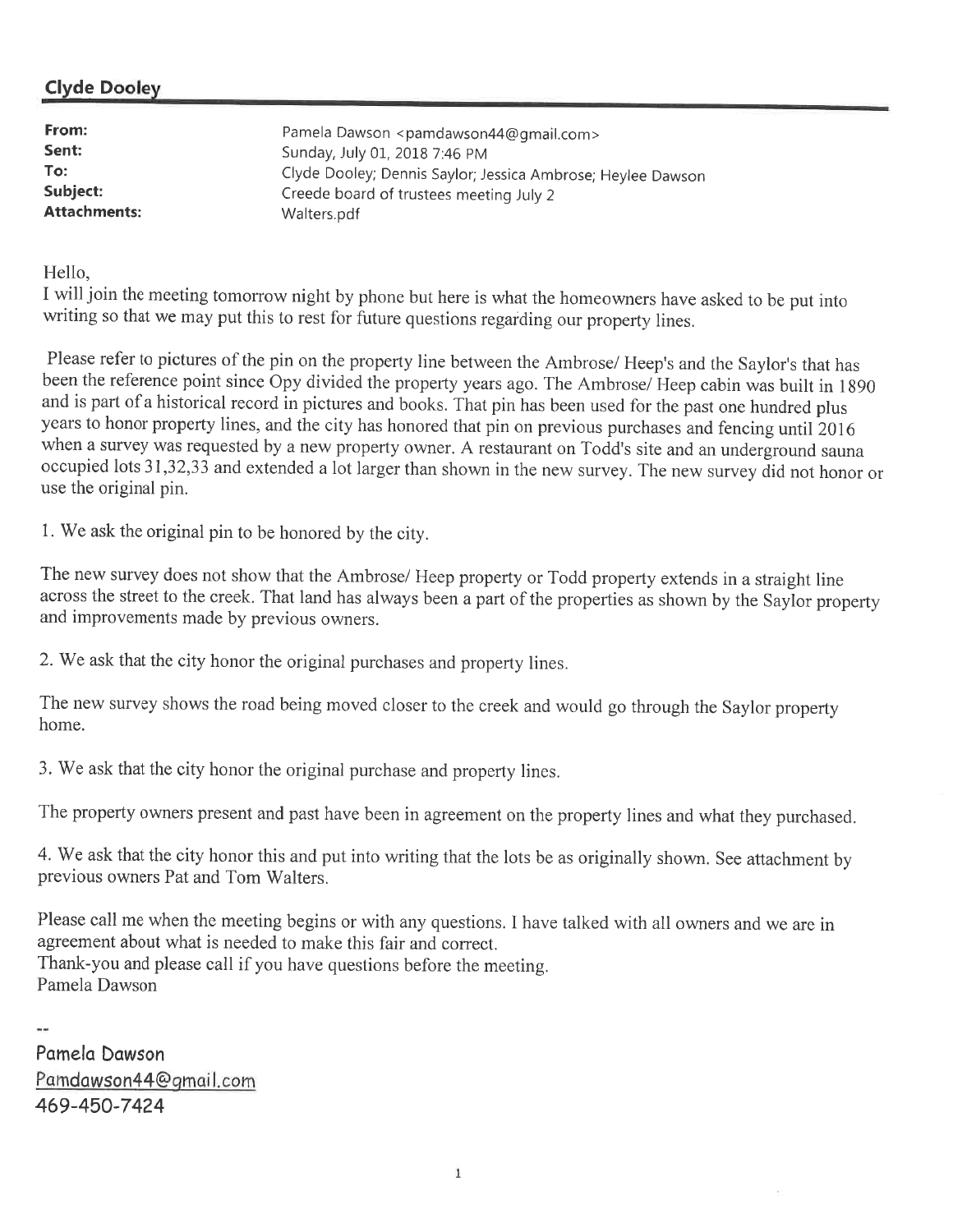## Clyde Dooley

| | |
|---|---|
| **From:** | Pamela Dawson <pamdawson44@gmail.com> |
| **Sent:** | Sunday, July 01, 2018 7:46 PM |
| **To:** | Clyde Dooley; Dennis Saylor; Jessica Ambrose; Heylee Dawson |
| **Subject:** | Creede board of trustees meeting July 2 |
| **Attachments:** | Walters.pdf |

Hello,
I will join the meeting tomorrow night by phone but here is what the homeowners have asked to be put into writing so that we may put this to rest for future questions regarding our property lines.

Please refer to pictures of the pin on the property line between the Ambrose/ Heep's and the Saylor's that has been the reference point since Opy divided the property years ago. The Ambrose/ Heep cabin was built in 1890 and is part of a historical record in pictures and books. That pin has been used for the past one hundred plus years to honor property lines, and the city has honored that pin on previous purchases and fencing until 2016 when a survey was requested by a new property owner. A restaurant on Todd's site and an underground sauna occupied lots 31,32,33 and extended a lot larger than shown in the new survey. The new survey did not honor or use the original pin.

1. We ask the original pin to be honored by the city.

The new survey does not show that the Ambrose/ Heep property or Todd property extends in a straight line across the street to the creek. That land has always been a part of the properties as shown by the Saylor property and improvements made by previous owners.

2. We ask that the city honor the original purchases and property lines.

The new survey shows the road being moved closer to the creek and would go through the Saylor property home.

3. We ask that the city honor the original purchase and property lines.

The property owners present and past have been in agreement on the property lines and what they purchased.

4. We ask that the city honor this and put into writing that the lots be as originally shown. See attachment by previous owners Pat and Tom Walters.

Please call me when the meeting begins or with any questions. I have talked with all owners and we are in agreement about what is needed to make this fair and correct.
Thank-you and please call if you have questions before the meeting.
Pamela Dawson

--
**Pamela Dawson**
Pamdawson44@gmail.com
469-450-7424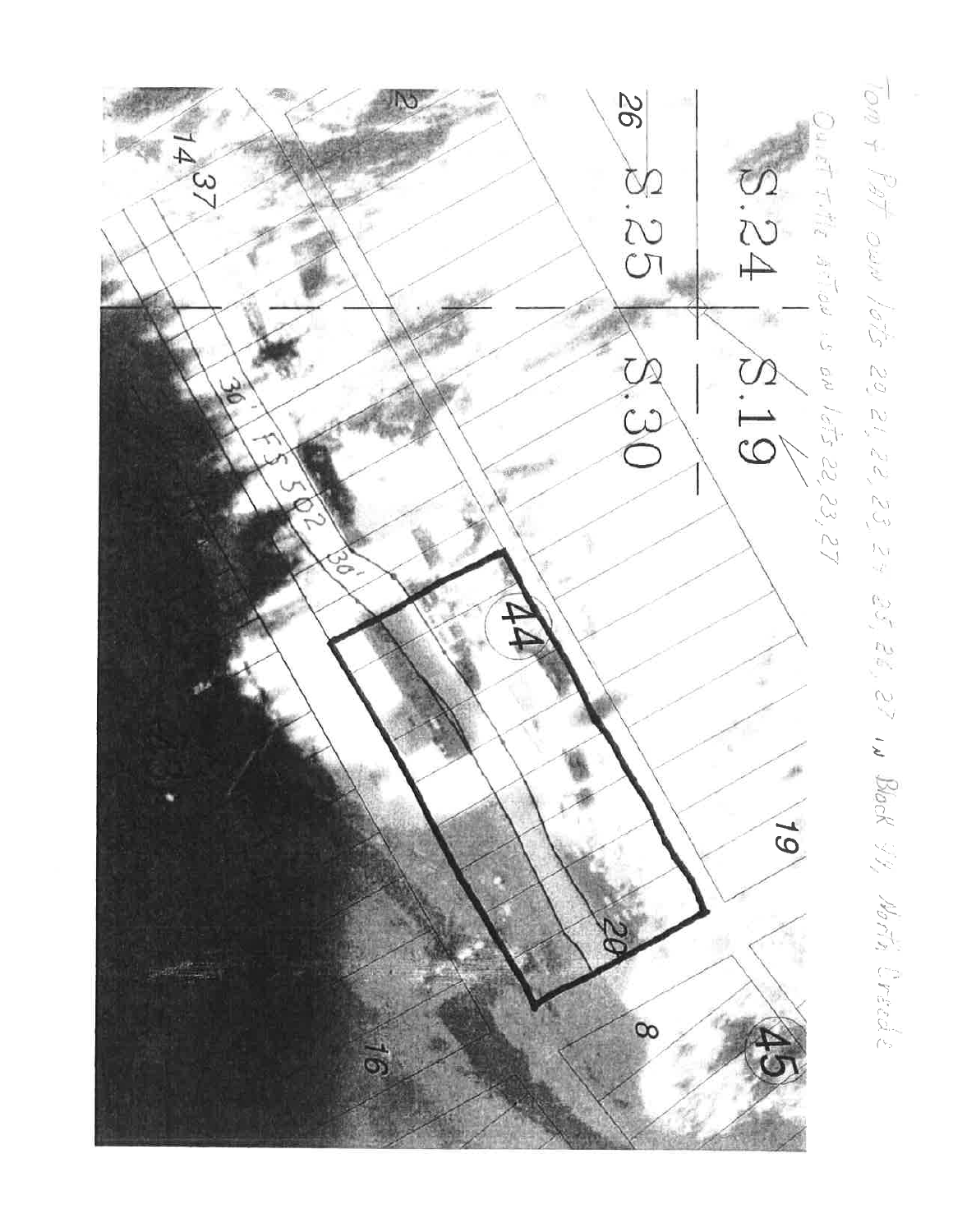Tom + Pat own lots 20, 21, 22, 23, 24, 25, 26, 27 in Block 44, North Creede

Quiet Title action is on lots 22, 23, 27

S.24 | S.19

S.25 | S.30

26

2

14 37

30' FS 502 30'

44

19

20

45

8

16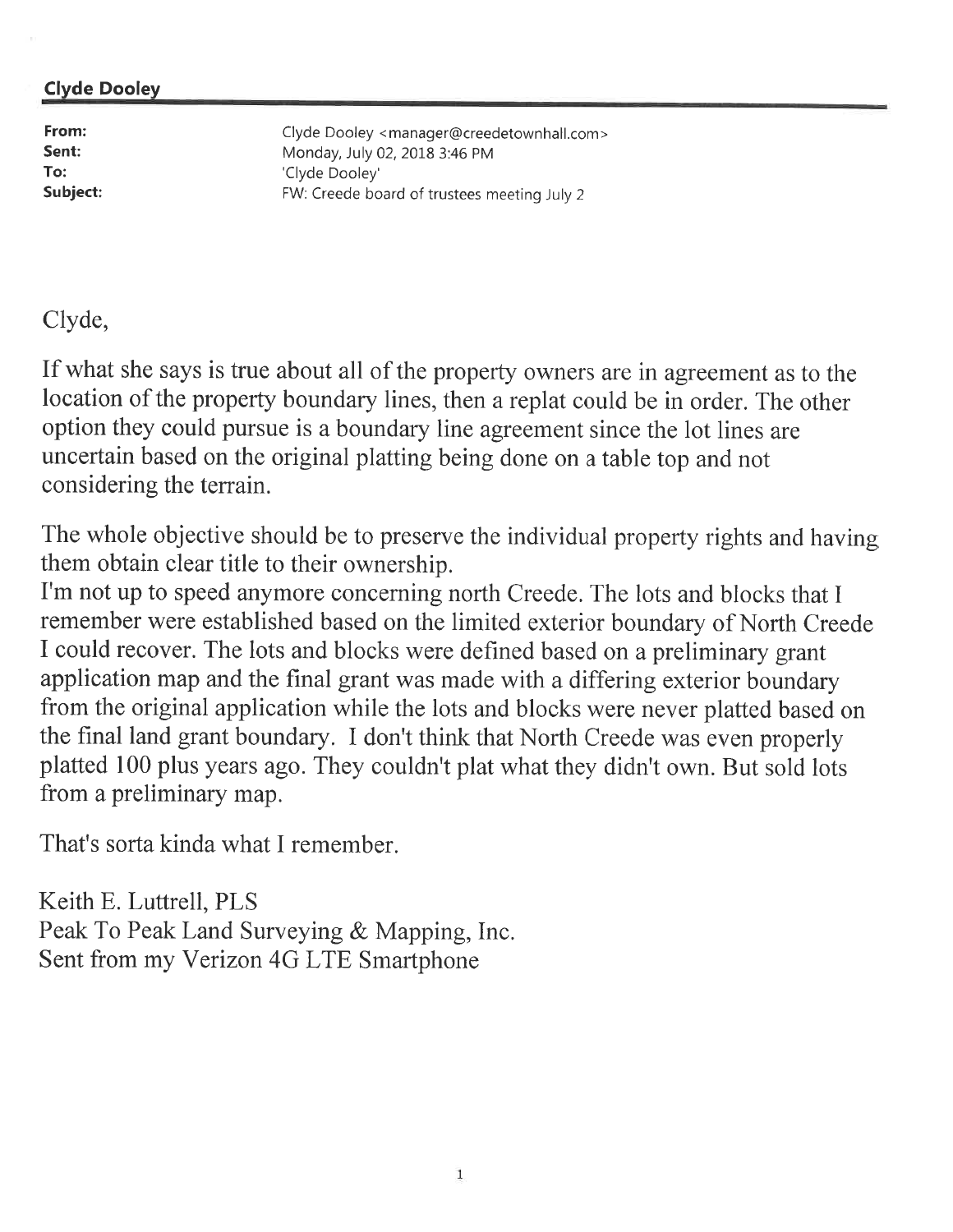**Clyde Dooley**

**From:** Clyde Dooley <manager@creedetownhall.com>
**Sent:** Monday, July 02, 2018 3:46 PM
**To:** 'Clyde Dooley'
**Subject:** FW: Creede board of trustees meeting July 2

Clyde,

If what she says is true about all of the property owners are in agreement as to the location of the property boundary lines, then a replat could be in order. The other option they could pursue is a boundary line agreement since the lot lines are uncertain based on the original platting being done on a table top and not considering the terrain.

The whole objective should be to preserve the individual property rights and having them obtain clear title to their ownership.
I'm not up to speed anymore concerning north Creede. The lots and blocks that I remember were established based on the limited exterior boundary of North Creede I could recover. The lots and blocks were defined based on a preliminary grant application map and the final grant was made with a differing exterior boundary from the original application while the lots and blocks were never platted based on the final land grant boundary. I don't think that North Creede was even properly platted 100 plus years ago. They couldn't plat what they didn't own. But sold lots from a preliminary map.

That's sorta kinda what I remember.

Keith E. Luttrell, PLS
Peak To Peak Land Surveying & Mapping, Inc.
Sent from my Verizon 4G LTE Smartphone